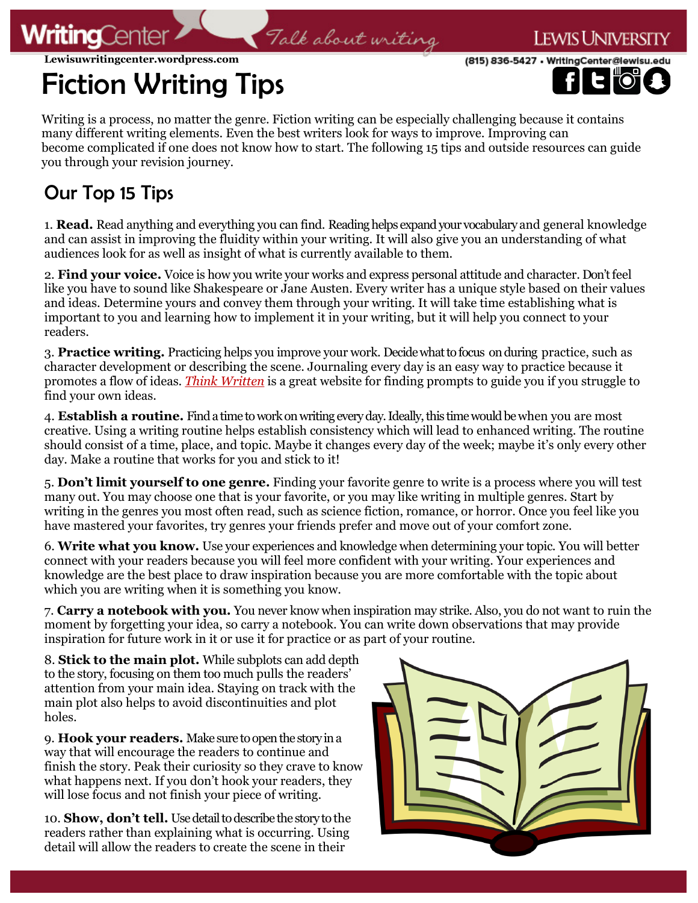Lewisuwritingcenter.wordpress.com

(815) 836-5427 • WritingCenter@lewisu.edu

# Fiction Writing Tips

Writing is a process, no matter the genre. Fiction writing can be especially challenging because it contains many different writing elements. Even the best writers look for ways to improve. Improving can become complicated if one does not know how to start. The following 15 tips and outside resources can guide you through your revision journey.

## Our Top 15 Tips

1. **Read.** Read anything and everything you can find. Reading helps expand your vocabulary and general knowledge and can assist in improving the fluidity within your writing. It will also give you an understanding of what audiences look for as well as insight of what is currently available to them.

2. **Find your voice.** Voice is how you write your works and express personal attitude and character. Don't feel like you have to sound like Shakespeare or Jane Austen. Every writer has a unique style based on their values and ideas. Determine yours and convey them through your writing. It will take time establishing what is important to you and learning how to implement it in your writing, but it will help you connect to your readers.

3. **Practice writing.** Practicing helps you improve your work. Decide what to focus on during practice, such as character development or describing the scene. Journaling every day is an easy way to practice because it promotes a flow of ideas. *Think Written* is a great website for finding prompts to guide you if you struggle to find your own ideas.

4. **Establish a routine.** Find a time to work on writing every day. Ideally, this time would be when you are most creative. Using a writing routine helps establish consistency which will lead to enhanced writing. The routine should consist of a time, place, and topic. Maybe it changes every day of the week; maybe it's only every other day. Make a routine that works for you and stick to it!

5. **Don't limit yourself to one genre.** Finding your favorite genre to write is a process where you will test many out. You may choose one that is your favorite, or you may like writing in multiple genres. Start by writing in the genres you most often read, such as science fiction, romance, or horror. Once you feel like you have mastered your favorites, try genres your friends prefer and move out of your comfort zone.

6. **Write what you know.** Use your experiences and knowledge when determining your topic. You will better connect with your readers because you will feel more confident with your writing. Your experiences and knowledge are the best place to draw inspiration because you are more comfortable with the topic about which you are writing when it is something you know.

7. **Carry a notebook with you.** You never know when inspiration may strike. Also, you do not want to ruin the moment by forgetting your idea, so carry a notebook. You can write down observations that may provide inspiration for future work in it or use it for practice or as part of your routine.

8. **Stick to the main plot.** While subplots can add depth to the story, focusing on them too much pulls the readers' attention from your main idea. Staying on track with the main plot also helps to avoid discontinuities and plot holes.

9. **Hook your readers.** Make sure to open the story in a way that will encourage the readers to continue and finish the story. Peak their curiosity so they crave to know what happens next. If you don't hook your readers, they will lose focus and not finish your piece of writing.

10. **Show, don't tell.** Use detail to describe the story to the readers rather than explaining what is occurring. Using detail will allow the readers to create the scene in their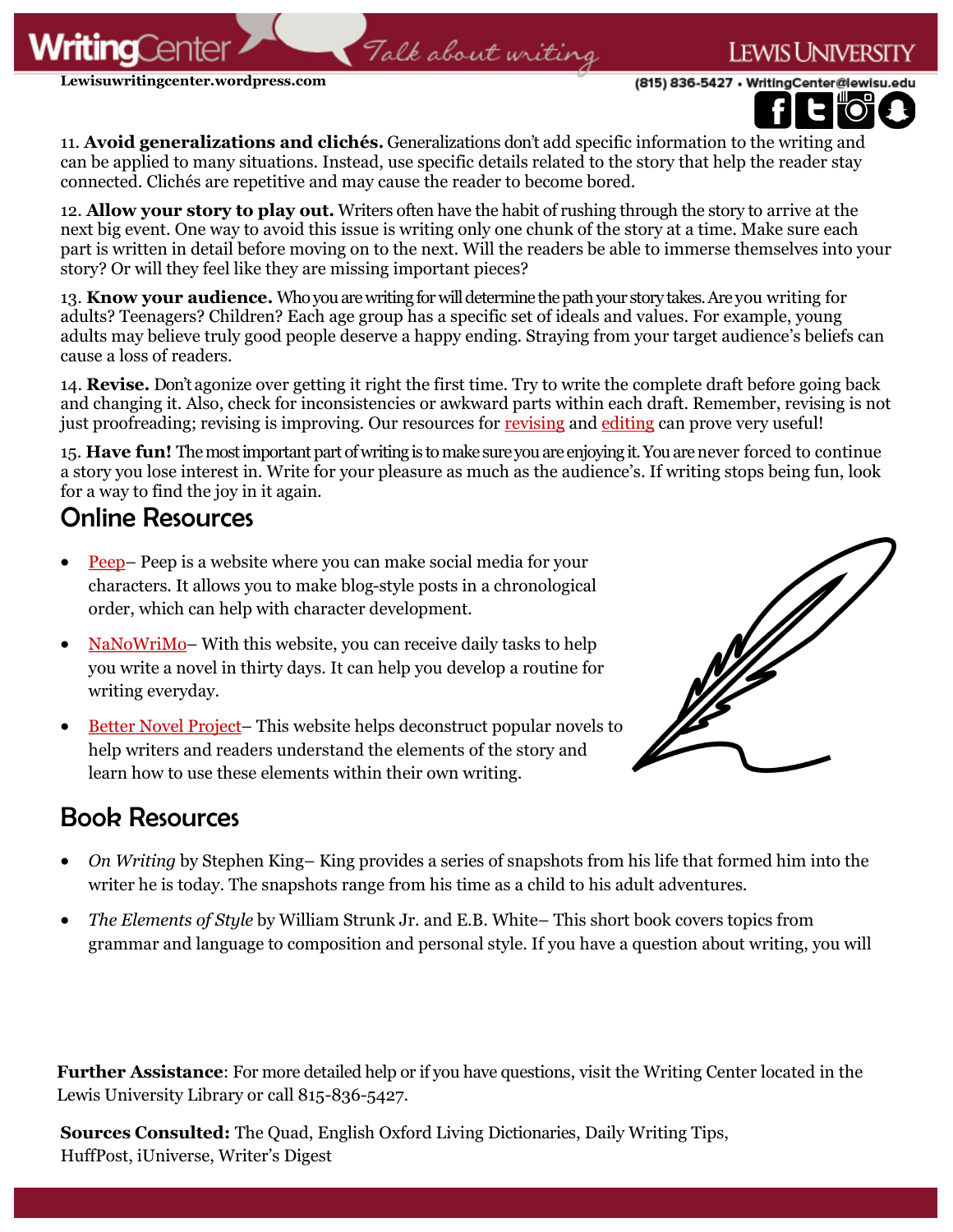11. **Avoid generalizations and clichés.** Generalizations don't add specific information to the writing and can be applied to many situations. Instead, use specific details related to the story that help the reader stay connected. Clichés are repetitive and may cause the reader to become bored.

12. **Allow your story to play out.** Writers often have the habit of rushing through the story to arrive at the next big event. One way to avoid this issue is writing only one chunk of the story at a time. Make sure each part is written in detail before moving on to the next. Will the readers be able to immerse themselves into your story? Or will they feel like they are missing important pieces?

13. **Know your audience.** Who you are writing for will determine the path your story takes. Are you writing for adults? Teenagers? Children? Each age group has a specific set of ideals and values. For example, young adults may believe truly good people deserve a happy ending. Straying from your target audience's beliefs can cause a loss of readers.

14. **Revise.** Don't agonize over getting it right the first time. Try to write the complete draft before going back and changing it. Also, check for inconsistencies or awkward parts within each draft. Remember, revising is not just proofreading; revising is improving. Our resources for revising and editing can prove very useful!

15. **Have fun!** The most important part of writing is to make sure you are enjoying it. You are never forced to continue a story you lose interest in. Write for your pleasure as much as the audience's. If writing stops being fun, look for a way to find the joy in it again.

## Online Resources

- Peep– Peep is a website where you can make social media for your characters. It allows you to make blog-style posts in a chronological order, which can help with character development.
- NaNoWriMo– With this website, you can receive daily tasks to help you write a novel in thirty days. It can help you develop a routine for writing everyday.
- Better Novel Project– This website helps deconstruct popular novels to help writers and readers understand the elements of the story and learn how to use these elements within their own writing.

## Book Resources

- *On Writing* by Stephen King– King provides a series of snapshots from his life that formed him into the writer he is today. The snapshots range from his time as a child to his adult adventures.
- *The Elements of Style* by William Strunk Jr. and E.B. White– This short book covers topics from grammar and language to composition and personal style. If you have a question about writing, you will

**Further Assistance**: For more detailed help or if you have questions, visit the Writing Center located in the Lewis University Library or call 815-836-5427.

**Sources Consulted:** The Quad, English Oxford Living Dictionaries, Daily Writing Tips, HuffPost, iUniverse, Writer's Digest